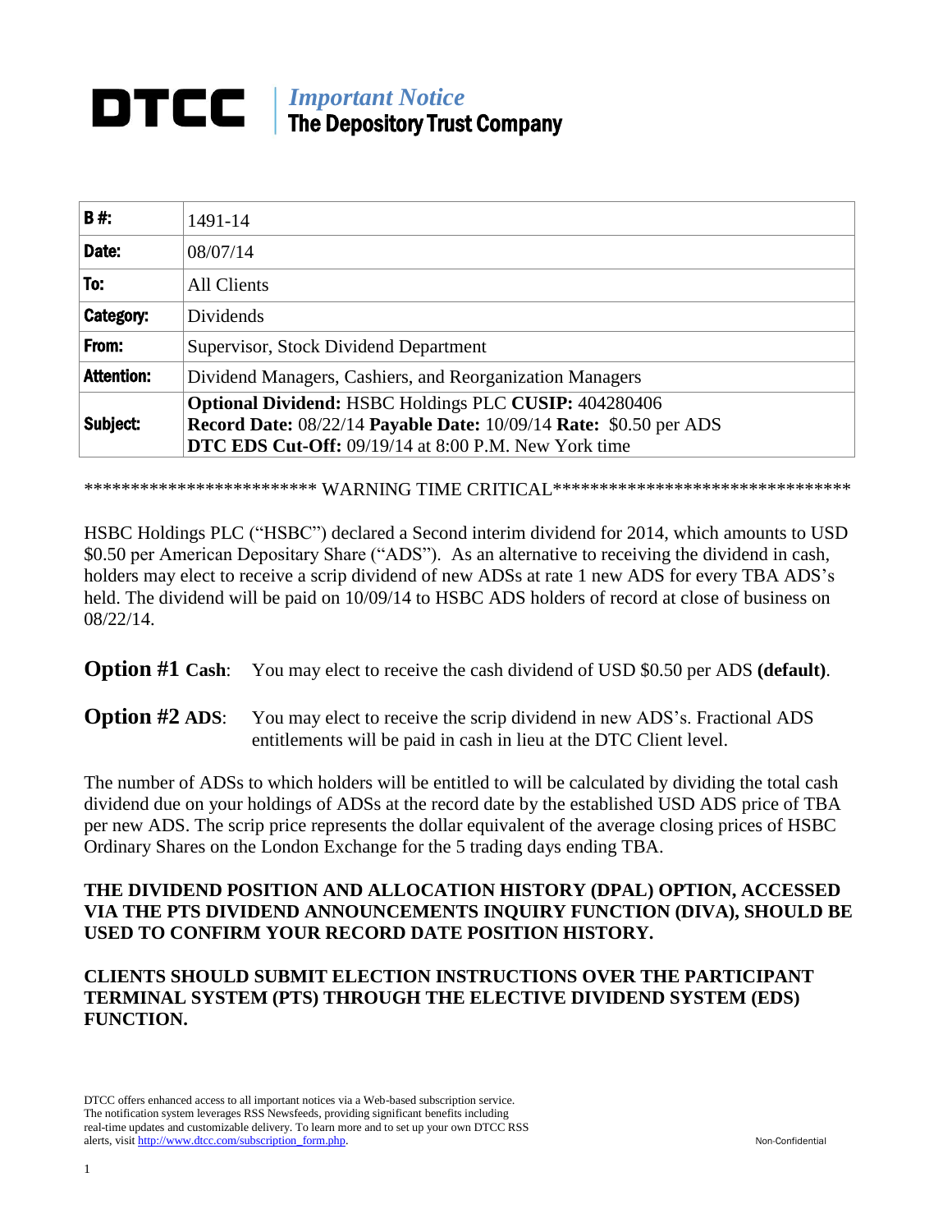# DTCC

*Important Notice*
**The Depository Trust Company**

| | |
|---|---|
| **B #:** | 1491-14 |
| **Date:** | 08/07/14 |
| **To:** | All Clients |
| **Category:** | Dividends |
| **From:** | Supervisor, Stock Dividend Department |
| **Attention:** | Dividend Managers, Cashiers, and Reorganization Managers |
| **Subject:** | **Optional Dividend:** HSBC Holdings PLC **CUSIP:** 404280406 **Record Date:** 08/22/14 **Payable Date:** 10/09/14 **Rate:** $0.50 per ADS **DTC EDS Cut-Off:** 09/19/14 at 8:00 P.M. New York time |

************************* WARNING TIME CRITICAL*********************************

HSBC Holdings PLC ("HSBC") declared a Second interim dividend for 2014, which amounts to USD $0.50 per American Depositary Share ("ADS"). As an alternative to receiving the dividend in cash, holders may elect to receive a scrip dividend of new ADSs at rate 1 new ADS for every TBA ADS's held. The dividend will be paid on 10/09/14 to HSBC ADS holders of record at close of business on 08/22/14.

**Option #1 Cash**: You may elect to receive the cash dividend of USD $0.50 per ADS **(default)**.

**Option #2 ADS**: You may elect to receive the scrip dividend in new ADS's. Fractional ADS entitlements will be paid in cash in lieu at the DTC Client level.

The number of ADSs to which holders will be entitled to will be calculated by dividing the total cash dividend due on your holdings of ADSs at the record date by the established USD ADS price of TBA per new ADS. The scrip price represents the dollar equivalent of the average closing prices of HSBC Ordinary Shares on the London Exchange for the 5 trading days ending TBA.

**THE DIVIDEND POSITION AND ALLOCATION HISTORY (DPAL) OPTION, ACCESSED VIA THE PTS DIVIDEND ANNOUNCEMENTS INQUIRY FUNCTION (DIVA), SHOULD BE USED TO CONFIRM YOUR RECORD DATE POSITION HISTORY.**

**CLIENTS SHOULD SUBMIT ELECTION INSTRUCTIONS OVER THE PARTICIPANT TERMINAL SYSTEM (PTS) THROUGH THE ELECTIVE DIVIDEND SYSTEM (EDS) FUNCTION.**

DTCC offers enhanced access to all important notices via a Web-based subscription service. The notification system leverages RSS Newsfeeds, providing significant benefits including real-time updates and customizable delivery. To learn more and to set up your own DTCC RSS alerts, visit http://www.dtcc.com/subscription_form.php.

Non-Confidential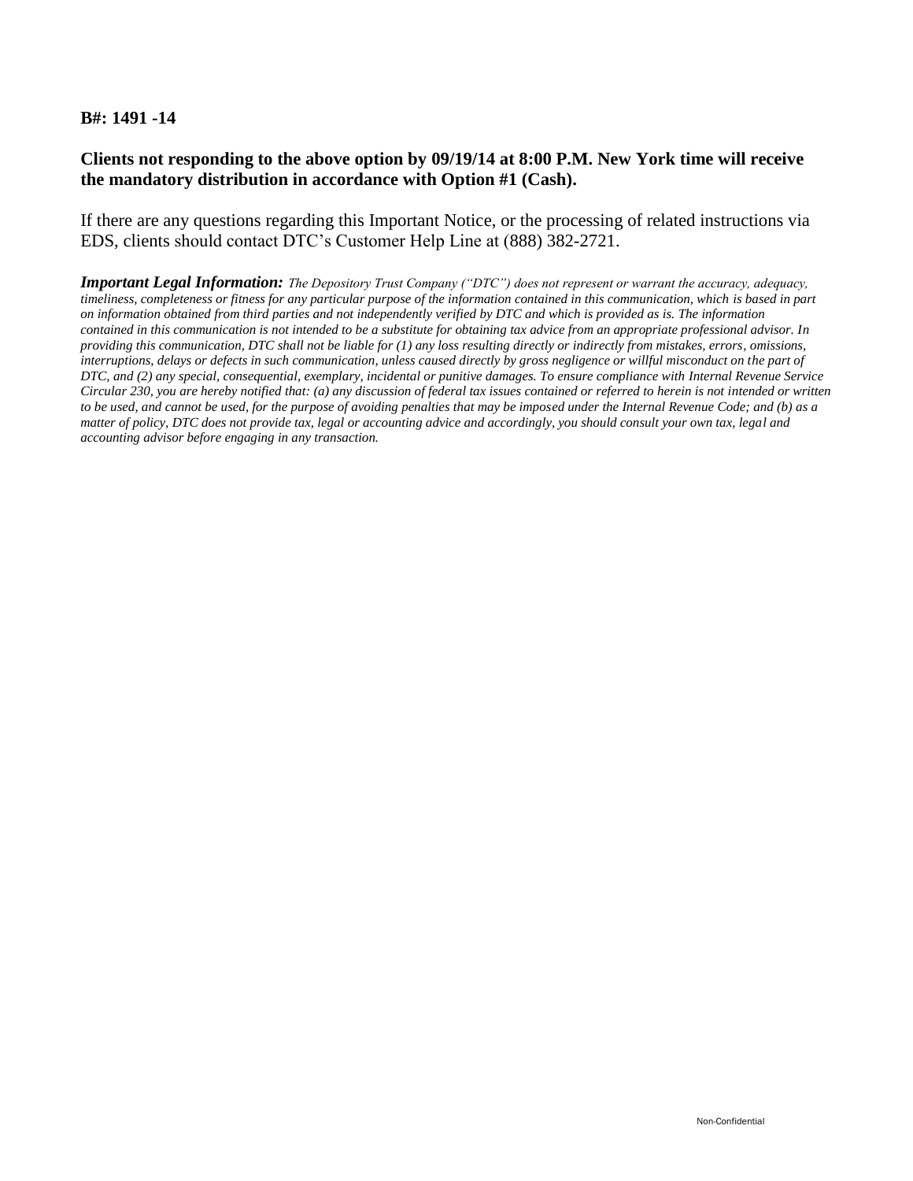**B#: 1491 -14**

**Clients not responding to the above option by 09/19/14 at 8:00 P.M. New York time will receive the mandatory distribution in accordance with Option #1 (Cash).**

If there are any questions regarding this Important Notice, or the processing of related instructions via EDS, clients should contact DTC's Customer Help Line at (888) 382-2721.

***Important Legal Information:*** *The Depository Trust Company ("DTC") does not represent or warrant the accuracy, adequacy, timeliness, completeness or fitness for any particular purpose of the information contained in this communication, which is based in part on information obtained from third parties and not independently verified by DTC and which is provided as is. The information contained in this communication is not intended to be a substitute for obtaining tax advice from an appropriate professional advisor. In providing this communication, DTC shall not be liable for (1) any loss resulting directly or indirectly from mistakes, errors, omissions, interruptions, delays or defects in such communication, unless caused directly by gross negligence or willful misconduct on the part of DTC, and (2) any special, consequential, exemplary, incidental or punitive damages. To ensure compliance with Internal Revenue Service Circular 230, you are hereby notified that: (a) any discussion of federal tax issues contained or referred to herein is not intended or written to be used, and cannot be used, for the purpose of avoiding penalties that may be imposed under the Internal Revenue Code; and (b) as a matter of policy, DTC does not provide tax, legal or accounting advice and accordingly, you should consult your own tax, legal and accounting advisor before engaging in any transaction.*

Non-Confidential